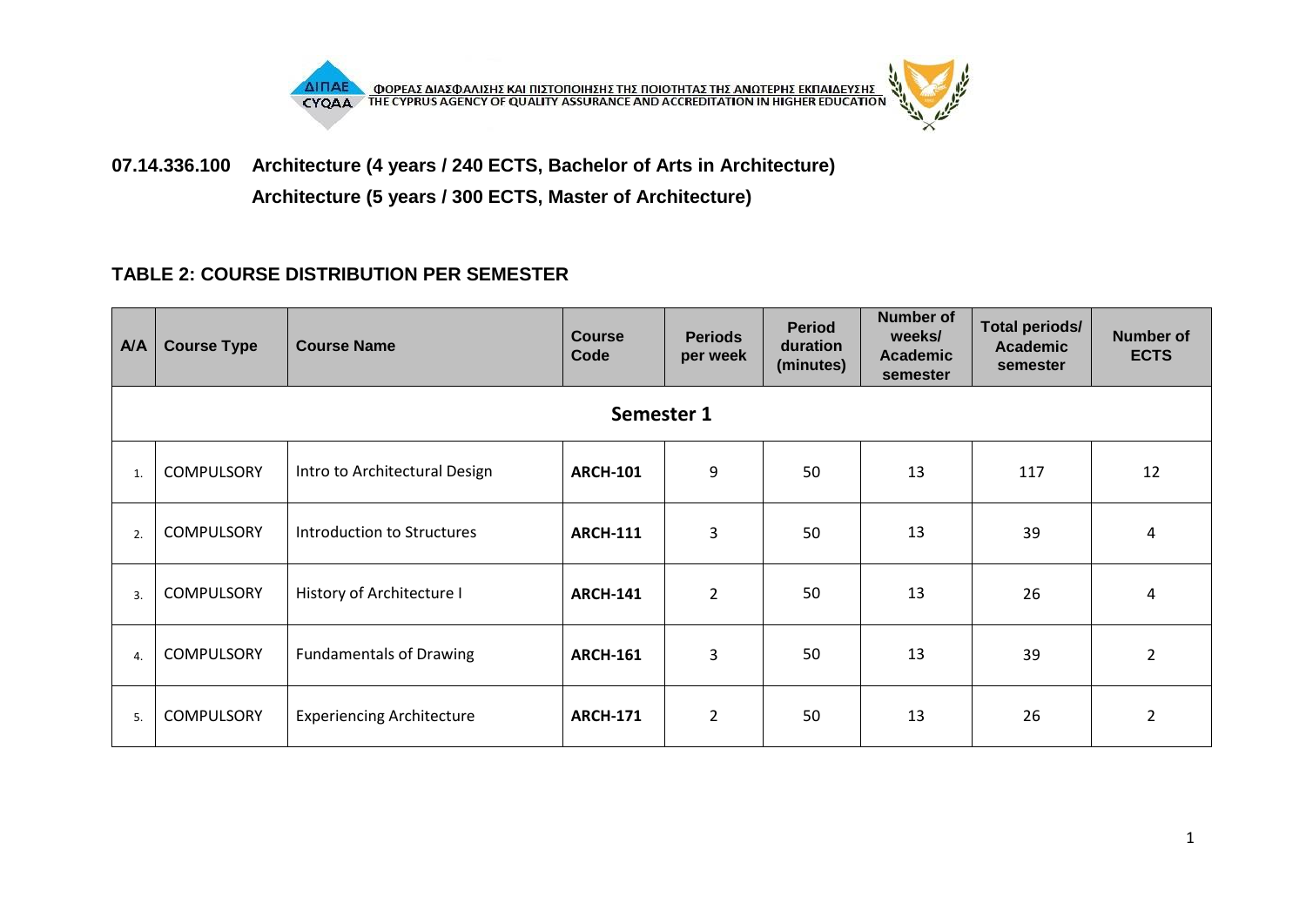ΦΟΡΕΑΣ ΔΙΑΣΦΑΛΙΣΗΣ ΚΑΙ ΠΙΣΤΟΠΟΙΗΣΗΣ ΤΗΣ ΠΟΙΟΤΗΤΑΣ ΤΗΣ ΑΝΩΤΕΡΗΣ ΕΚΠΑΙΔΕΥΣΗΣ
THE CYPRUS AGENCY OF QUALITY ASSURANCE AND ACCREDITATION IN HIGHER EDUCATION

## 07.14.336.100 Architecture (4 years / 240 ECTS, Bachelor of Arts in Architecture)
## Architecture (5 years / 300 ECTS, Master of Architecture)

### TABLE 2: COURSE DISTRIBUTION PER SEMESTER

| A/A | Course Type | Course Name | Course Code | Periods per week | Period duration (minutes) | Number of weeks/ Academic semester | Total periods/ Academic semester | Number of ECTS |
|---|---|---|---|---|---|---|---|---|
| **Semester 1** | | | | | | | | |
| 1. | COMPULSORY | Intro to Architectural Design | **ARCH-101** | 9 | 50 | 13 | 117 | 12 |
| 2. | COMPULSORY | Introduction to Structures | **ARCH-111** | 3 | 50 | 13 | 39 | 4 |
| 3. | COMPULSORY | History of Architecture I | **ARCH-141** | 2 | 50 | 13 | 26 | 4 |
| 4. | COMPULSORY | Fundamentals of Drawing | **ARCH-161** | 3 | 50 | 13 | 39 | 2 |
| 5. | COMPULSORY | Experiencing Architecture | **ARCH-171** | 2 | 50 | 13 | 26 | 2 |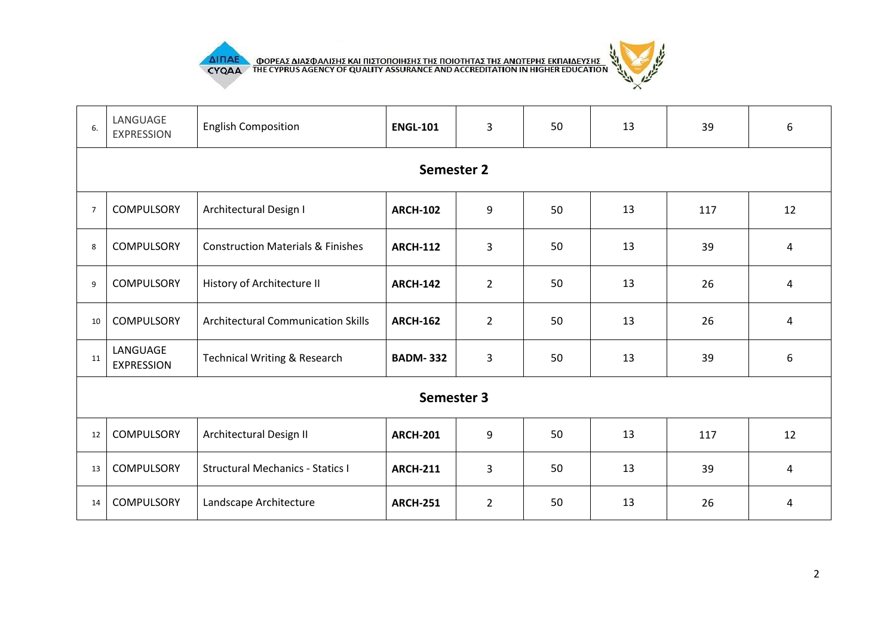| | | | | | | | | |
|---|---|---|---|---|---|---|---|---|
| 6. | LANGUAGE EXPRESSION | English Composition | **ENGL-101** | 3 | 50 | 13 | 39 | 6 |
| **Semester 2** | | | | | | | | |
| 7 | COMPULSORY | Architectural Design I | **ARCH-102** | 9 | 50 | 13 | 117 | 12 |
| 8 | COMPULSORY | Construction Materials & Finishes | **ARCH-112** | 3 | 50 | 13 | 39 | 4 |
| 9 | COMPULSORY | History of Architecture II | **ARCH-142** | 2 | 50 | 13 | 26 | 4 |
| 10 | COMPULSORY | Architectural Communication Skills | **ARCH-162** | 2 | 50 | 13 | 26 | 4 |
| 11 | LANGUAGE EXPRESSION | Technical Writing & Research | **BADM- 332** | 3 | 50 | 13 | 39 | 6 |
| **Semester 3** | | | | | | | | |
| 12 | COMPULSORY | Architectural Design II | **ARCH-201** | 9 | 50 | 13 | 117 | 12 |
| 13 | COMPULSORY | Structural Mechanics - Statics I | **ARCH-211** | 3 | 50 | 13 | 39 | 4 |
| 14 | COMPULSORY | Landscape Architecture | **ARCH-251** | 2 | 50 | 13 | 26 | 4 |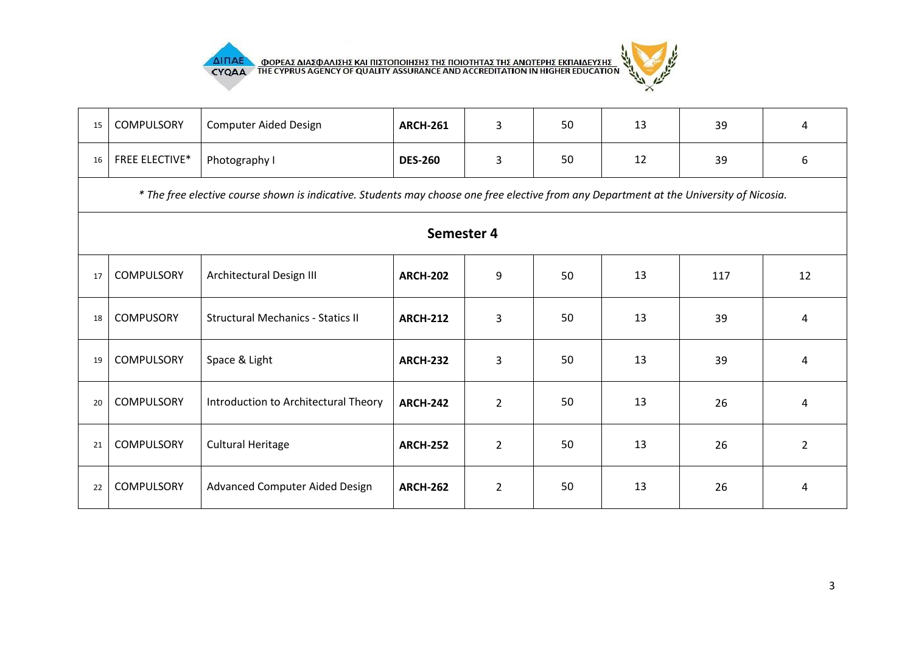| 15 | COMPULSORY | Computer Aided Design | **ARCH-261** | 3 | 50 | 13 | 39 | 4 |
|---|---|---|---|---|---|---|---|---|
| 16 | FREE ELECTIVE* | Photography I | **DES-260** | 3 | 50 | 12 | 39 | 6 |
| *\* The free elective course shown is indicative. Students may choose one free elective from any Department at the University of Nicosia.* | | | | | | | | |
| **Semester 4** | | | | | | | | |
| 17 | COMPULSORY | Architectural Design III | **ARCH-202** | 9 | 50 | 13 | 117 | 12 |
| 18 | COMPUSORY | Structural Mechanics - Statics II | **ARCH-212** | 3 | 50 | 13 | 39 | 4 |
| 19 | COMPULSORY | Space & Light | **ARCH-232** | 3 | 50 | 13 | 39 | 4 |
| 20 | COMPULSORY | Introduction to Architectural Theory | **ARCH-242** | 2 | 50 | 13 | 26 | 4 |
| 21 | COMPULSORY | Cultural Heritage | **ARCH-252** | 2 | 50 | 13 | 26 | 2 |
| 22 | COMPULSORY | Advanced Computer Aided Design | **ARCH-262** | 2 | 50 | 13 | 26 | 4 |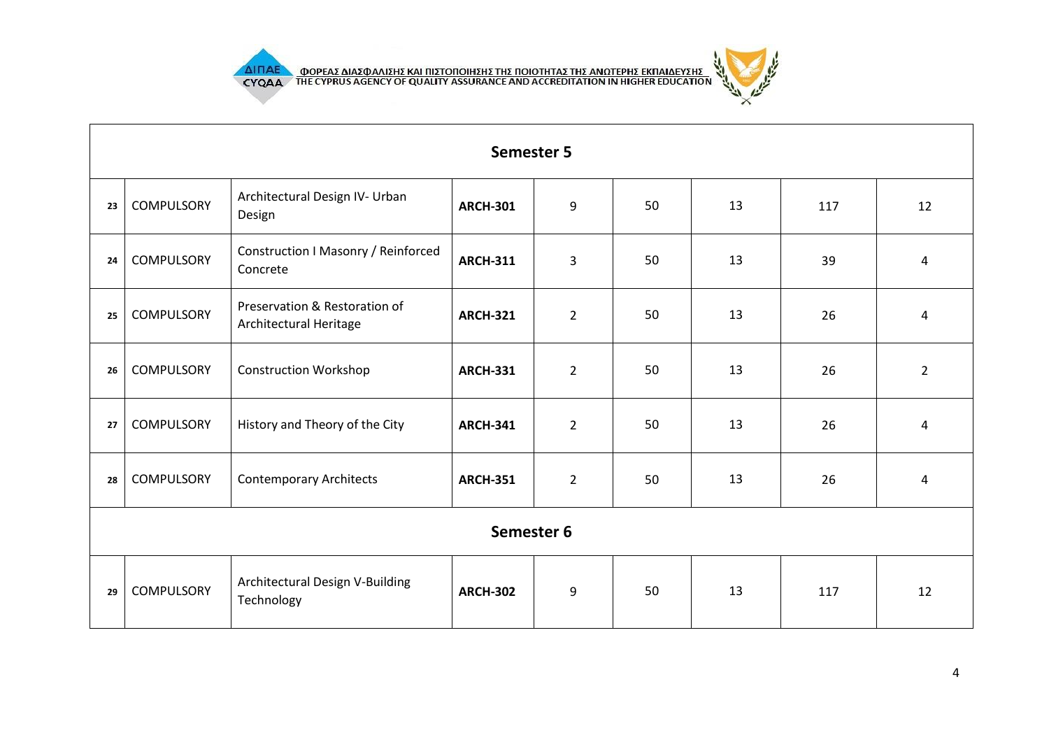| Semester 5 | | | | | | | | |
|---|---|---|---|---|---|---|---|---|
| 23 | COMPULSORY | Architectural Design IV- Urban Design | **ARCH-301** | 9 | 50 | 13 | 117 | 12 |
| 24 | COMPULSORY | Construction I Masonry / Reinforced Concrete | **ARCH-311** | 3 | 50 | 13 | 39 | 4 |
| 25 | COMPULSORY | Preservation & Restoration of Architectural Heritage | **ARCH-321** | 2 | 50 | 13 | 26 | 4 |
| 26 | COMPULSORY | Construction Workshop | **ARCH-331** | 2 | 50 | 13 | 26 | 2 |
| 27 | COMPULSORY | History and Theory of the City | **ARCH-341** | 2 | 50 | 13 | 26 | 4 |
| 28 | COMPULSORY | Contemporary Architects | **ARCH-351** | 2 | 50 | 13 | 26 | 4 |
| **Semester 6** | | | | | | | | |
| 29 | COMPULSORY | Architectural Design V-Building Technology | **ARCH-302** | 9 | 50 | 13 | 117 | 12 |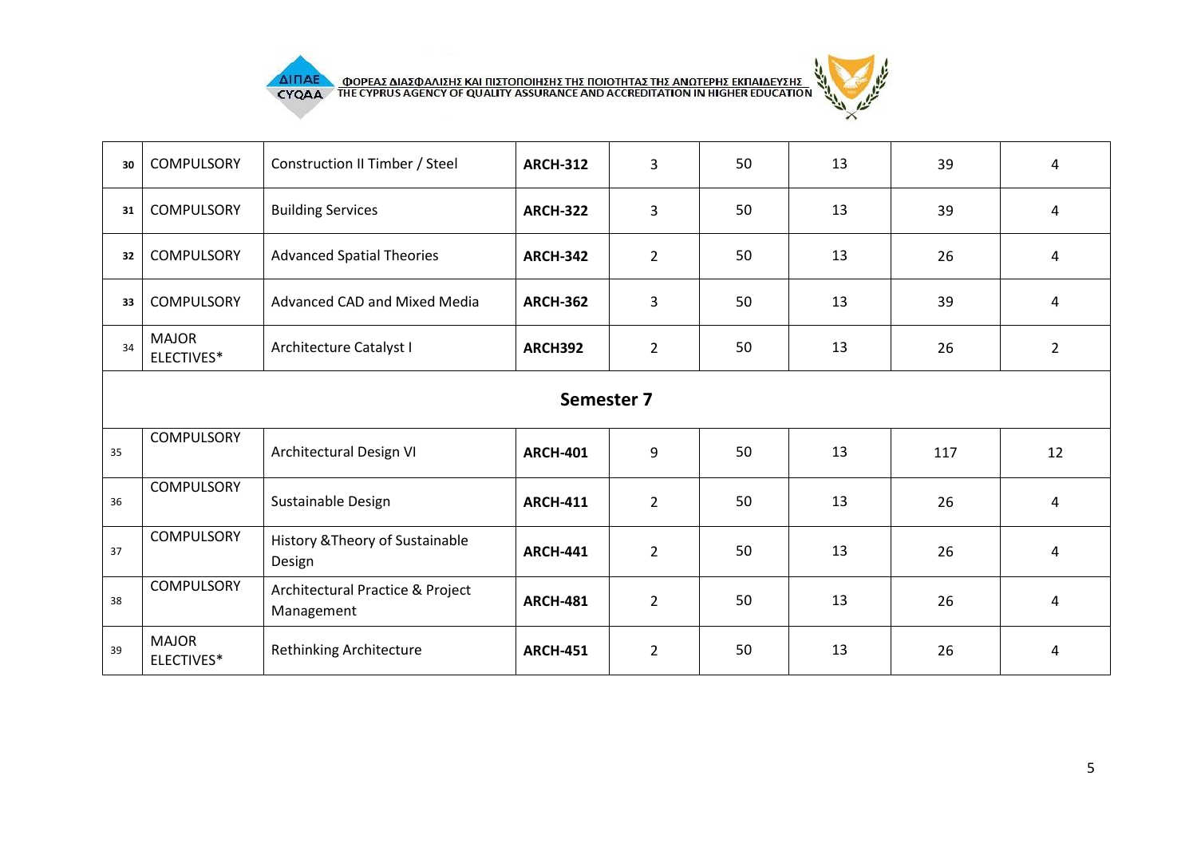| | | | | | | | | |
|---|---|---|---|---|---|---|---|---|
| 30 | COMPULSORY | Construction II Timber / Steel | **ARCH-312** | 3 | 50 | 13 | 39 | 4 |
| 31 | COMPULSORY | Building Services | **ARCH-322** | 3 | 50 | 13 | 39 | 4 |
| 32 | COMPULSORY | Advanced Spatial Theories | **ARCH-342** | 2 | 50 | 13 | 26 | 4 |
| 33 | COMPULSORY | Advanced CAD and Mixed Media | **ARCH-362** | 3 | 50 | 13 | 39 | 4 |
| 34 | MAJOR ELECTIVES* | Architecture Catalyst I | **ARCH392** | 2 | 50 | 13 | 26 | 2 |
| **Semester 7** | | | | | | | | |
| 35 | COMPULSORY | Architectural Design VI | **ARCH-401** | 9 | 50 | 13 | 117 | 12 |
| 36 | COMPULSORY | Sustainable Design | **ARCH-411** | 2 | 50 | 13 | 26 | 4 |
| 37 | COMPULSORY | History &Theory of Sustainable Design | **ARCH-441** | 2 | 50 | 13 | 26 | 4 |
| 38 | COMPULSORY | Architectural Practice & Project Management | **ARCH-481** | 2 | 50 | 13 | 26 | 4 |
| 39 | MAJOR ELECTIVES* | Rethinking Architecture | **ARCH-451** | 2 | 50 | 13 | 26 | 4 |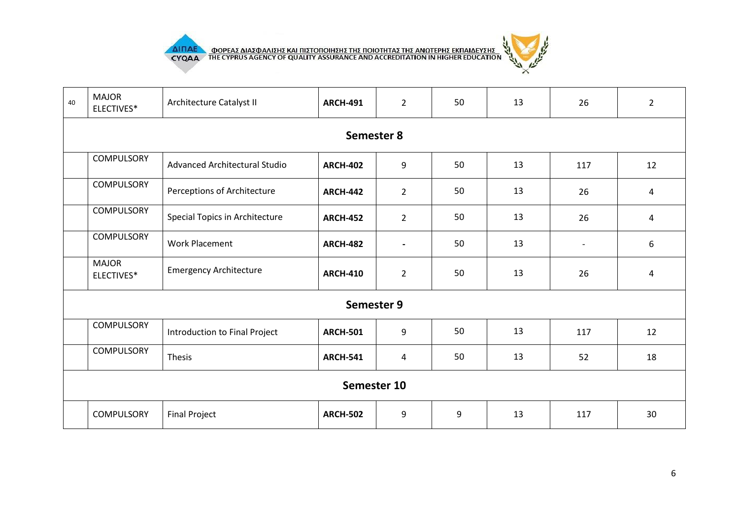| 40 | MAJOR ELECTIVES* | Architecture Catalyst II | **ARCH-491** | 2 | 50 | 13 | 26 | 2 |
|---|---|---|---|---|---|---|---|---|
| **Semester 8** | | | | | | | | |
| | COMPULSORY | Advanced Architectural Studio | **ARCH-402** | 9 | 50 | 13 | 117 | 12 |
| | COMPULSORY | Perceptions of Architecture | **ARCH-442** | 2 | 50 | 13 | 26 | 4 |
| | COMPULSORY | Special Topics in Architecture | **ARCH-452** | 2 | 50 | 13 | 26 | 4 |
| | COMPULSORY | Work Placement | **ARCH-482** | - | 50 | 13 | - | 6 |
| | MAJOR ELECTIVES* | Emergency Architecture | **ARCH-410** | 2 | 50 | 13 | 26 | 4 |
| **Semester 9** | | | | | | | | |
| | COMPULSORY | Introduction to Final Project | **ARCH-501** | 9 | 50 | 13 | 117 | 12 |
| | COMPULSORY | Thesis | **ARCH-541** | 4 | 50 | 13 | 52 | 18 |
| **Semester 10** | | | | | | | | |
| | COMPULSORY | Final Project | **ARCH-502** | 9 | 9 | 13 | 117 | 30 |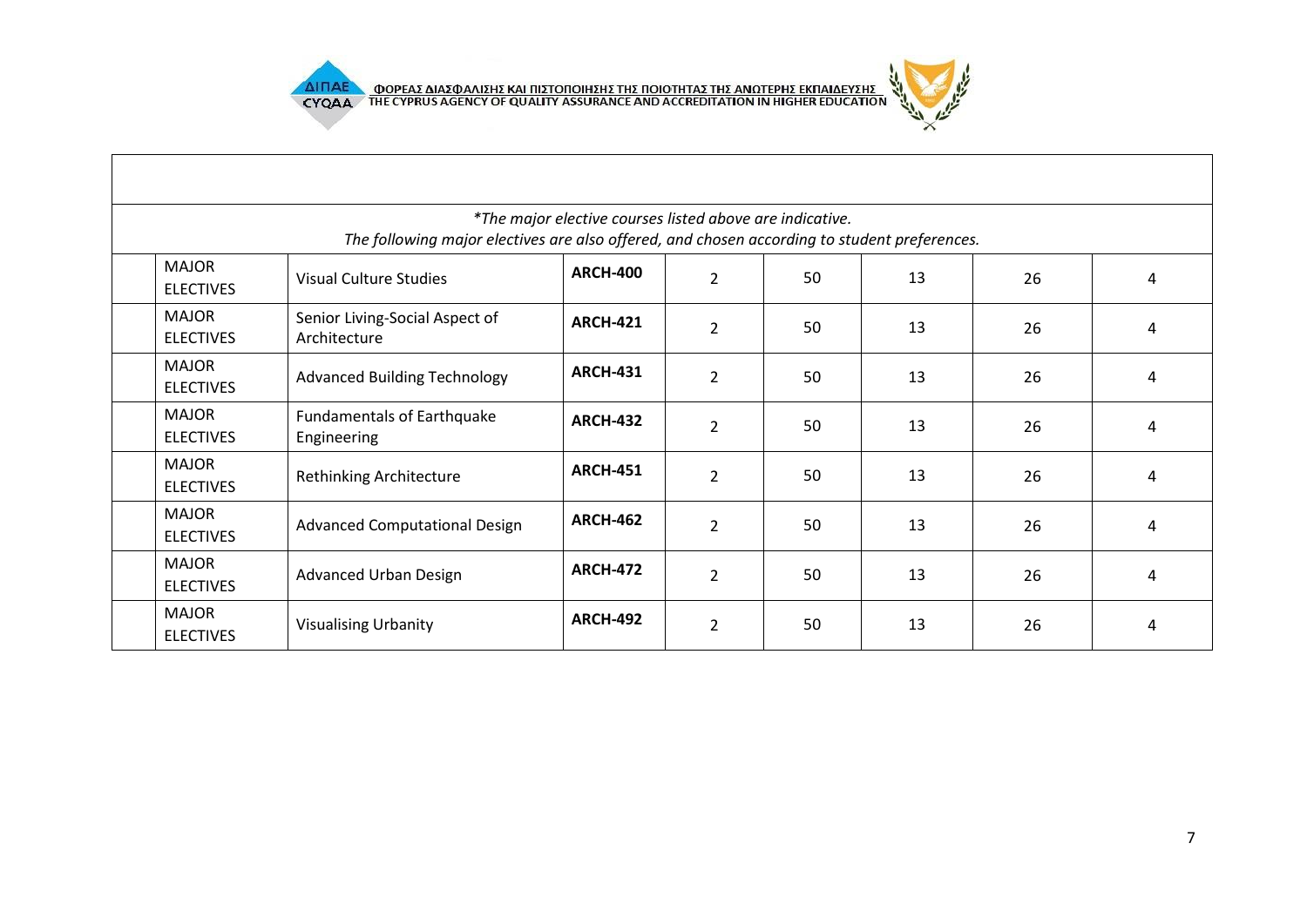| | | | | | | | |
|---|---|---|---|---|---|---|---|
| | | | | | | | |

*\*The major elective courses listed above are indicative.*
*The following major electives are also offered, and chosen according to student preferences.*

| | | | | | | | |
|---|---|---|---|---|---|---|---|
| | MAJOR ELECTIVES | Visual Culture Studies | **ARCH-400** | 2 | 50 | 13 | 26 | 4 |
| | MAJOR ELECTIVES | Senior Living-Social Aspect of Architecture | **ARCH-421** | 2 | 50 | 13 | 26 | 4 |
| | MAJOR ELECTIVES | Advanced Building Technology | **ARCH-431** | 2 | 50 | 13 | 26 | 4 |
| | MAJOR ELECTIVES | Fundamentals of Earthquake Engineering | **ARCH-432** | 2 | 50 | 13 | 26 | 4 |
| | MAJOR ELECTIVES | Rethinking Architecture | **ARCH-451** | 2 | 50 | 13 | 26 | 4 |
| | MAJOR ELECTIVES | Advanced Computational Design | **ARCH-462** | 2 | 50 | 13 | 26 | 4 |
| | MAJOR ELECTIVES | Advanced Urban Design | **ARCH-472** | 2 | 50 | 13 | 26 | 4 |
| | MAJOR ELECTIVES | Visualising Urbanity | **ARCH-492** | 2 | 50 | 13 | 26 | 4 |